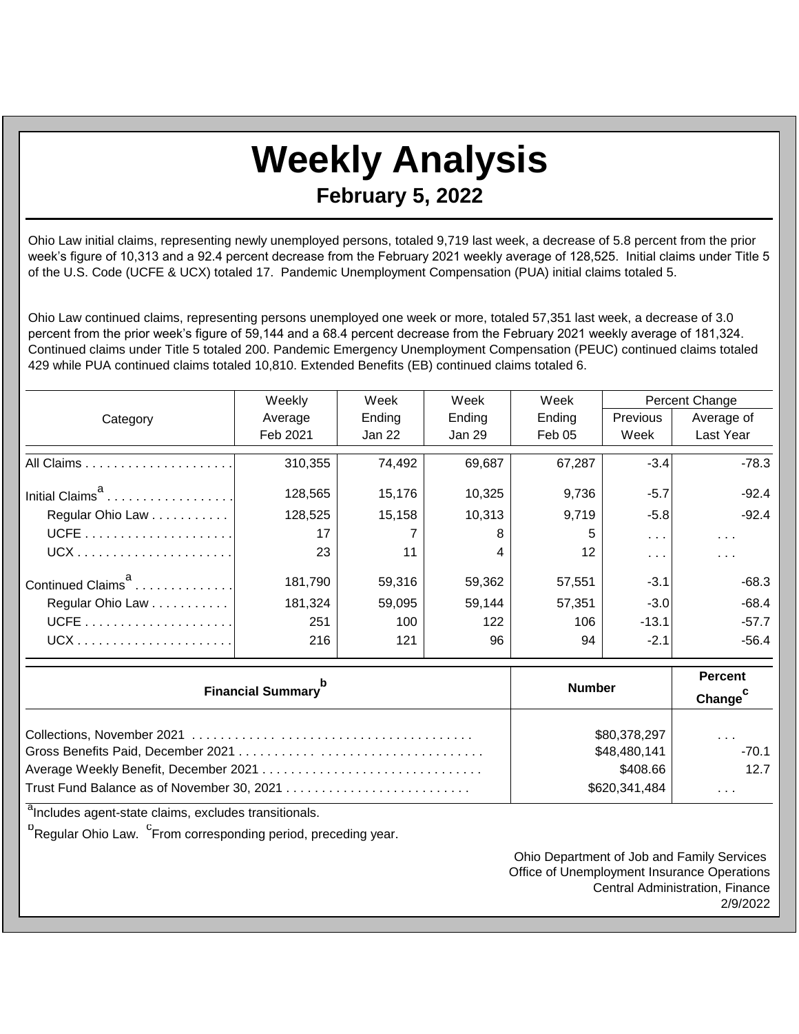# Weekly Analysis

## February 5, 2022

Ohio Law initial claims, representing newly unemployed persons, totaled 9,719 last week, a decrease of 5.8 percent from the prior week's figure of 10,313 and a 92.4 percent decrease from the February 2021 weekly average of 128,525. Initial claims under Title 5 of the U.S. Code (UCFE & UCX) totaled 17. Pandemic Unemployment Compensation (PUA) initial claims totaled 5.

Ohio Law continued claims, representing persons unemployed one week or more, totaled 57,351 last week, a decrease of 3.0 percent from the prior week's figure of 59,144 and a 68.4 percent decrease from the February 2021 weekly average of 181,324. Continued claims under Title 5 totaled 200. Pandemic Emergency Unemployment Compensation (PEUC) continued claims totaled 429 while PUA continued claims totaled 10,810. Extended Benefits (EB) continued claims totaled 6.

| Category | Weekly Average Feb 2021 | Week Ending Jan 22 | Week Ending Jan 29 | Week Ending Feb 05 | Percent Change Previous Week | Percent Change Average of Last Year |
|---|---|---|---|---|---|---|
| All Claims | 310,355 | 74,492 | 69,687 | 67,287 | -3.4 | -78.3 |
| Initial Claims[a] | 128,565 | 15,176 | 10,325 | 9,736 | -5.7 | -92.4 |
| Regular Ohio Law | 128,525 | 15,158 | 10,313 | 9,719 | -5.8 | -92.4 |
| UCFE | 17 | 7 | 8 | 5 | . . . | . . . |
| UCX | 23 | 11 | 4 | 12 | . . . | . . . |
| Continued Claims[a] | 181,790 | 59,316 | 59,362 | 57,551 | -3.1 | -68.3 |
| Regular Ohio Law | 181,324 | 59,095 | 59,144 | 57,351 | -3.0 | -68.4 |
| UCFE | 251 | 100 | 122 | 106 | -13.1 | -57.7 |
| UCX | 216 | 121 | 96 | 94 | -2.1 | -56.4 |

| Financial Summary[b] | Number | Percent Change[c] |
|---|---|---|
| Collections, November 2021 | $80,378,297 | . . . |
| Gross Benefits Paid, December 2021 | $48,480,141 | -70.1 |
| Average Weekly Benefit, December 2021 | $408.66 | 12.7 |
| Trust Fund Balance as of November 30, 2021 | $620,341,484 | . . . |

[a]Includes agent-state claims, excludes transitionals.

[b]Regular Ohio Law. [c]From corresponding period, preceding year.

Ohio Department of Job and Family Services
Office of Unemployment Insurance Operations
Central Administration, Finance
2/9/2022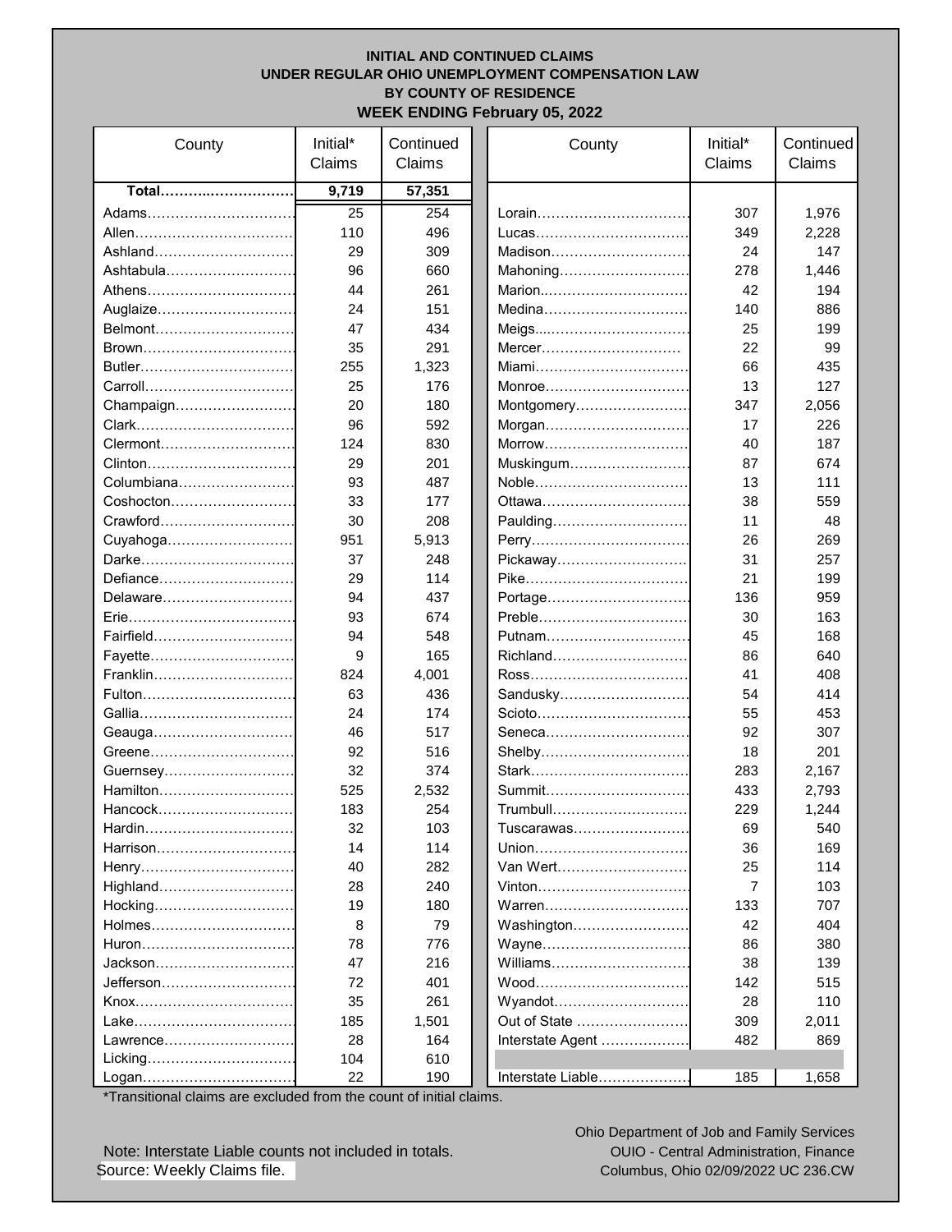**INITIAL AND CONTINUED CLAIMS**
**UNDER REGULAR OHIO UNEMPLOYMENT COMPENSATION LAW**
**BY COUNTY OF RESIDENCE**
**WEEK ENDING February 05, 2022**

| County | Initial* Claims | Continued Claims | County | Initial* Claims | Continued Claims |
|---|---|---|---|---|---|
| **Total……………………** | **9,719** | **57,351** | | | |
| Adams | 25 | 254 | Lorain | 307 | 1,976 |
| Allen | 110 | 496 | Lucas | 349 | 2,228 |
| Ashland | 29 | 309 | Madison | 24 | 147 |
| Ashtabula | 96 | 660 | Mahoning | 278 | 1,446 |
| Athens | 44 | 261 | Marion | 42 | 194 |
| Auglaize | 24 | 151 | Medina | 140 | 886 |
| Belmont | 47 | 434 | Meigs | 25 | 199 |
| Brown | 35 | 291 | Mercer | 22 | 99 |
| Butler | 255 | 1,323 | Miami | 66 | 435 |
| Carroll | 25 | 176 | Monroe | 13 | 127 |
| Champaign | 20 | 180 | Montgomery | 347 | 2,056 |
| Clark | 96 | 592 | Morgan | 17 | 226 |
| Clermont | 124 | 830 | Morrow | 40 | 187 |
| Clinton | 29 | 201 | Muskingum | 87 | 674 |
| Columbiana | 93 | 487 | Noble | 13 | 111 |
| Coshocton | 33 | 177 | Ottawa | 38 | 559 |
| Crawford | 30 | 208 | Paulding | 11 | 48 |
| Cuyahoga | 951 | 5,913 | Perry | 26 | 269 |
| Darke | 37 | 248 | Pickaway | 31 | 257 |
| Defiance | 29 | 114 | Pike | 21 | 199 |
| Delaware | 94 | 437 | Portage | 136 | 959 |
| Erie | 93 | 674 | Preble | 30 | 163 |
| Fairfield | 94 | 548 | Putnam | 45 | 168 |
| Fayette | 9 | 165 | Richland | 86 | 640 |
| Franklin | 824 | 4,001 | Ross | 41 | 408 |
| Fulton | 63 | 436 | Sandusky | 54 | 414 |
| Gallia | 24 | 174 | Scioto | 55 | 453 |
| Geauga | 46 | 517 | Seneca | 92 | 307 |
| Greene | 92 | 516 | Shelby | 18 | 201 |
| Guernsey | 32 | 374 | Stark | 283 | 2,167 |
| Hamilton | 525 | 2,532 | Summit | 433 | 2,793 |
| Hancock | 183 | 254 | Trumbull | 229 | 1,244 |
| Hardin | 32 | 103 | Tuscarawas | 69 | 540 |
| Harrison | 14 | 114 | Union | 36 | 169 |
| Henry | 40 | 282 | Van Wert | 25 | 114 |
| Highland | 28 | 240 | Vinton | 7 | 103 |
| Hocking | 19 | 180 | Warren | 133 | 707 |
| Holmes | 8 | 79 | Washington | 42 | 404 |
| Huron | 78 | 776 | Wayne | 86 | 380 |
| Jackson | 47 | 216 | Williams | 38 | 139 |
| Jefferson | 72 | 401 | Wood | 142 | 515 |
| Knox | 35 | 261 | Wyandot | 28 | 110 |
| Lake | 185 | 1,501 | Out of State | 309 | 2,011 |
| Lawrence | 28 | 164 | Interstate Agent | 482 | 869 |
| Licking | 104 | 610 | | | |
| Logan | 22 | 190 | Interstate Liable | 185 | 1,658 |

*Transitional claims are excluded from the count of initial claims.

Note: Interstate Liable counts not included in totals.
Source: Weekly Claims file.

Ohio Department of Job and Family Services
OUIO - Central Administration, Finance
Columbus, Ohio 02/09/2022 UC 236.CW